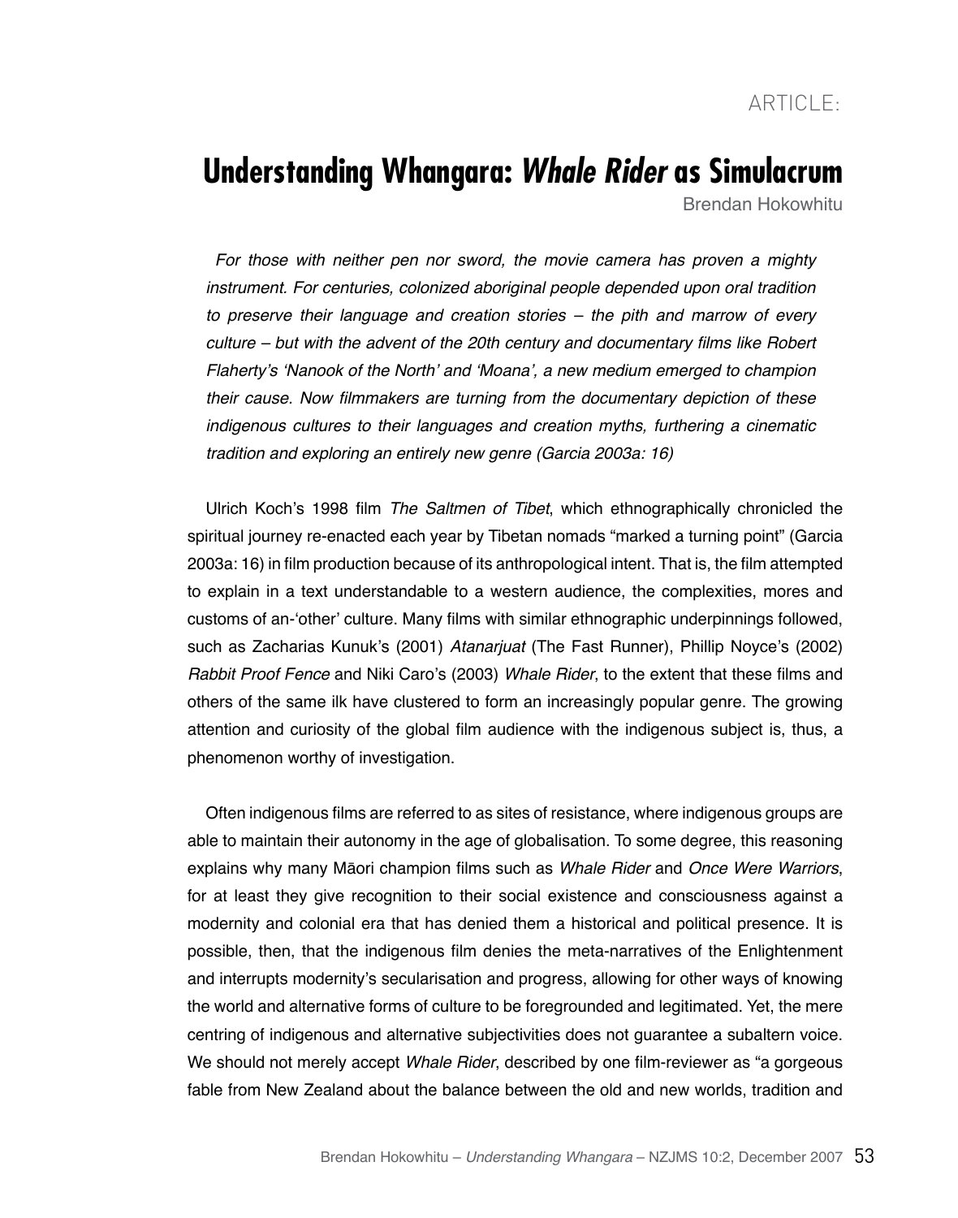ARTICLE:

# Understanding Whangara: *Whale Rider* as Simulacrum

Brendan Hokowhitu

> *For those with neither pen nor sword, the movie camera has proven a mighty instrument. For centuries, colonized aboriginal people depended upon oral tradition to preserve their language and creation stories – the pith and marrow of every culture – but with the advent of the 20th century and documentary films like Robert Flaherty's 'Nanook of the North' and 'Moana', a new medium emerged to champion their cause. Now filmmakers are turning from the documentary depiction of these indigenous cultures to their languages and creation myths, furthering a cinematic tradition and exploring an entirely new genre (Garcia 2003a: 16)*

Ulrich Koch's 1998 film *The Saltmen of Tibet*, which ethnographically chronicled the spiritual journey re-enacted each year by Tibetan nomads "marked a turning point" (Garcia 2003a: 16) in film production because of its anthropological intent. That is, the film attempted to explain in a text understandable to a western audience, the complexities, mores and customs of an-'other' culture. Many films with similar ethnographic underpinnings followed, such as Zacharias Kunuk's (2001) *Atanarjuat* (The Fast Runner), Phillip Noyce's (2002) *Rabbit Proof Fence* and Niki Caro's (2003) *Whale Rider*, to the extent that these films and others of the same ilk have clustered to form an increasingly popular genre. The growing attention and curiosity of the global film audience with the indigenous subject is, thus, a phenomenon worthy of investigation.

Often indigenous films are referred to as sites of resistance, where indigenous groups are able to maintain their autonomy in the age of globalisation. To some degree, this reasoning explains why many Māori champion films such as *Whale Rider* and *Once Were Warriors*, for at least they give recognition to their social existence and consciousness against a modernity and colonial era that has denied them a historical and political presence. It is possible, then, that the indigenous film denies the meta-narratives of the Enlightenment and interrupts modernity's secularisation and progress, allowing for other ways of knowing the world and alternative forms of culture to be foregrounded and legitimated. Yet, the mere centring of indigenous and alternative subjectivities does not guarantee a subaltern voice. We should not merely accept *Whale Rider*, described by one film-reviewer as "a gorgeous fable from New Zealand about the balance between the old and new worlds, tradition and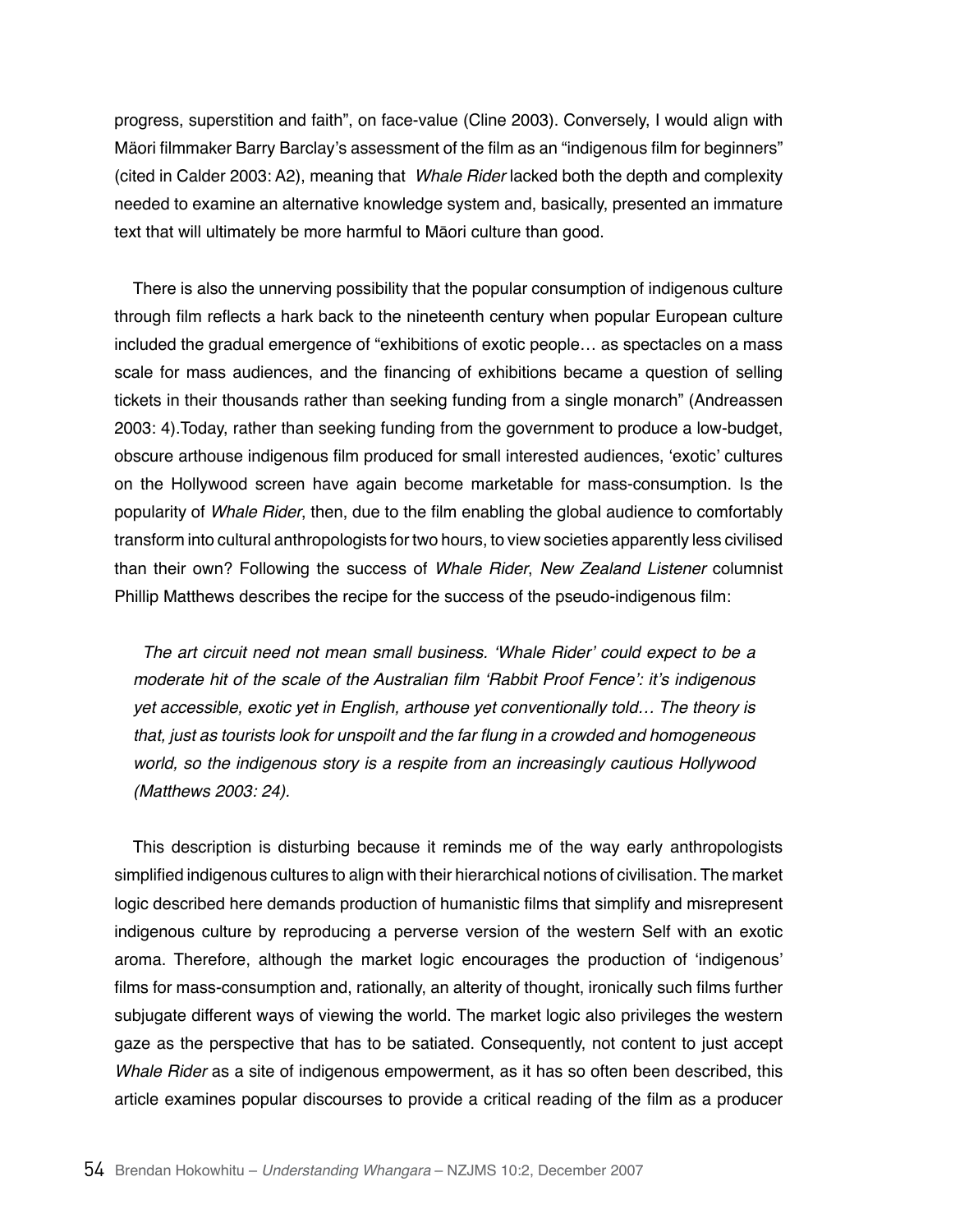progress, superstition and faith", on face-value (Cline 2003). Conversely, I would align with Mäori filmmaker Barry Barclay's assessment of the film as an "indigenous film for beginners" (cited in Calder 2003: A2), meaning that *Whale Rider* lacked both the depth and complexity needed to examine an alternative knowledge system and, basically, presented an immature text that will ultimately be more harmful to Māori culture than good.

There is also the unnerving possibility that the popular consumption of indigenous culture through film reflects a hark back to the nineteenth century when popular European culture included the gradual emergence of "exhibitions of exotic people… as spectacles on a mass scale for mass audiences, and the financing of exhibitions became a question of selling tickets in their thousands rather than seeking funding from a single monarch" (Andreassen 2003: 4).Today, rather than seeking funding from the government to produce a low-budget, obscure arthouse indigenous film produced for small interested audiences, 'exotic' cultures on the Hollywood screen have again become marketable for mass-consumption. Is the popularity of *Whale Rider*, then, due to the film enabling the global audience to comfortably transform into cultural anthropologists for two hours, to view societies apparently less civilised than their own? Following the success of *Whale Rider*, *New Zealand Listener* columnist Phillip Matthews describes the recipe for the success of the pseudo-indigenous film:

> *The art circuit need not mean small business. 'Whale Rider' could expect to be a moderate hit of the scale of the Australian film 'Rabbit Proof Fence': it's indigenous yet accessible, exotic yet in English, arthouse yet conventionally told… The theory is that, just as tourists look for unspoilt and the far flung in a crowded and homogeneous world, so the indigenous story is a respite from an increasingly cautious Hollywood (Matthews 2003: 24).*

This description is disturbing because it reminds me of the way early anthropologists simplified indigenous cultures to align with their hierarchical notions of civilisation. The market logic described here demands production of humanistic films that simplify and misrepresent indigenous culture by reproducing a perverse version of the western Self with an exotic aroma. Therefore, although the market logic encourages the production of 'indigenous' films for mass-consumption and, rationally, an alterity of thought, ironically such films further subjugate different ways of viewing the world. The market logic also privileges the western gaze as the perspective that has to be satiated. Consequently, not content to just accept *Whale Rider* as a site of indigenous empowerment, as it has so often been described, this article examines popular discourses to provide a critical reading of the film as a producer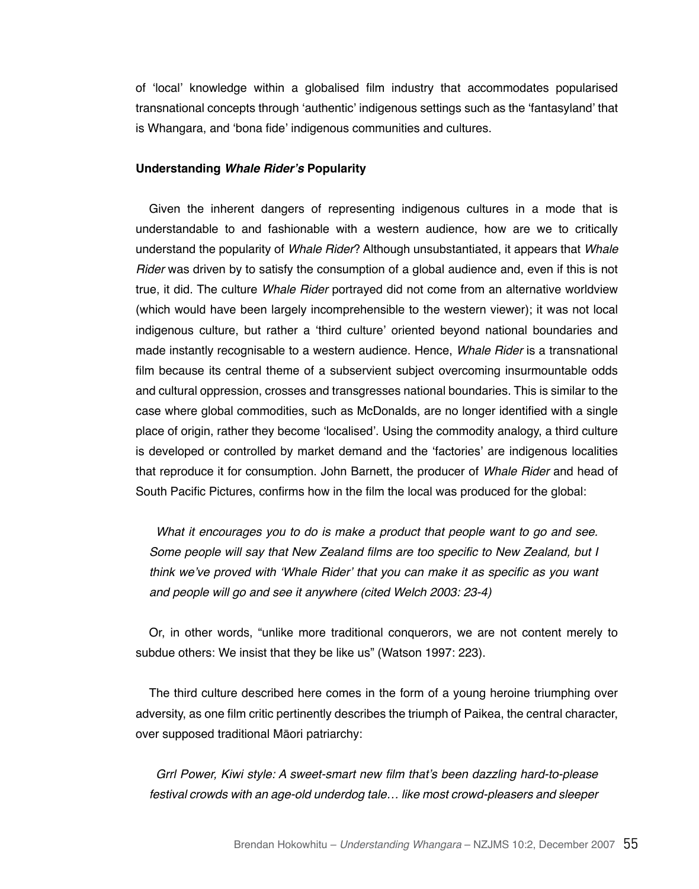of 'local' knowledge within a globalised film industry that accommodates popularised transnational concepts through 'authentic' indigenous settings such as the 'fantasyland' that is Whangara, and 'bona fide' indigenous communities and cultures.

**Understanding *Whale Rider's* Popularity**

Given the inherent dangers of representing indigenous cultures in a mode that is understandable to and fashionable with a western audience, how are we to critically understand the popularity of *Whale Rider*? Although unsubstantiated, it appears that *Whale Rider* was driven by to satisfy the consumption of a global audience and, even if this is not true, it did. The culture *Whale Rider* portrayed did not come from an alternative worldview (which would have been largely incomprehensible to the western viewer); it was not local indigenous culture, but rather a 'third culture' oriented beyond national boundaries and made instantly recognisable to a western audience. Hence, *Whale Rider* is a transnational film because its central theme of a subservient subject overcoming insurmountable odds and cultural oppression, crosses and transgresses national boundaries. This is similar to the case where global commodities, such as McDonalds, are no longer identified with a single place of origin, rather they become 'localised'. Using the commodity analogy, a third culture is developed or controlled by market demand and the 'factories' are indigenous localities that reproduce it for consumption. John Barnett, the producer of *Whale Rider* and head of South Pacific Pictures, confirms how in the film the local was produced for the global:

> *What it encourages you to do is make a product that people want to go and see. Some people will say that New Zealand films are too specific to New Zealand, but I think we've proved with 'Whale Rider' that you can make it as specific as you want and people will go and see it anywhere (cited Welch 2003: 23-4)*

Or, in other words, "unlike more traditional conquerors, we are not content merely to subdue others: We insist that they be like us" (Watson 1997: 223).

The third culture described here comes in the form of a young heroine triumphing over adversity, as one film critic pertinently describes the triumph of Paikea, the central character, over supposed traditional Māori patriarchy:

> *Grrl Power, Kiwi style: A sweet-smart new film that's been dazzling hard-to-please festival crowds with an age-old underdog tale… like most crowd-pleasers and sleeper*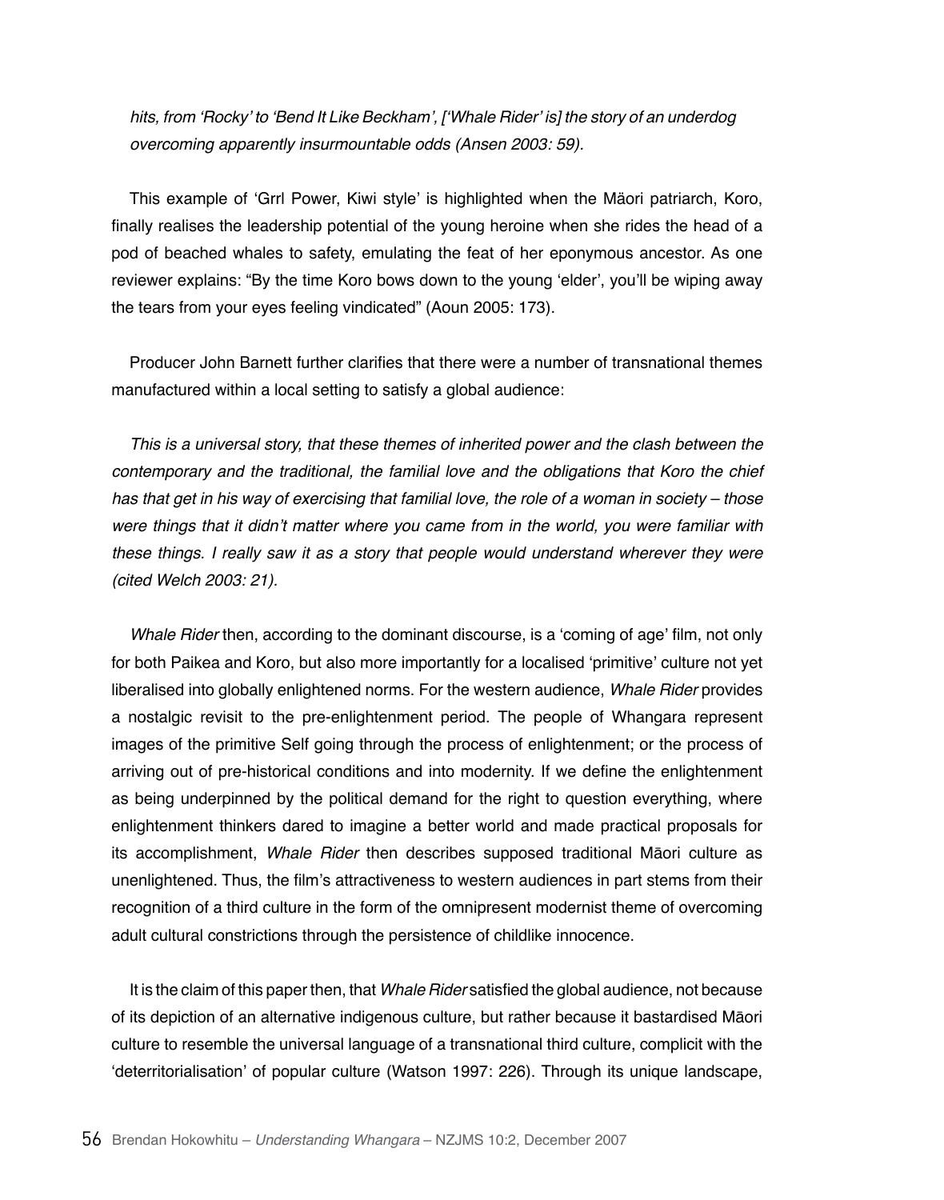*hits, from 'Rocky' to 'Bend It Like Beckham', ['Whale Rider' is] the story of an underdog overcoming apparently insurmountable odds (Ansen 2003: 59).*

This example of 'Grrl Power, Kiwi style' is highlighted when the Mäori patriarch, Koro, finally realises the leadership potential of the young heroine when she rides the head of a pod of beached whales to safety, emulating the feat of her eponymous ancestor. As one reviewer explains: "By the time Koro bows down to the young 'elder', you'll be wiping away the tears from your eyes feeling vindicated" (Aoun 2005: 173).

Producer John Barnett further clarifies that there were a number of transnational themes manufactured within a local setting to satisfy a global audience:

*This is a universal story, that these themes of inherited power and the clash between the contemporary and the traditional, the familial love and the obligations that Koro the chief has that get in his way of exercising that familial love, the role of a woman in society – those were things that it didn't matter where you came from in the world, you were familiar with these things. I really saw it as a story that people would understand wherever they were (cited Welch 2003: 21).*

*Whale Rider* then, according to the dominant discourse, is a 'coming of age' film, not only for both Paikea and Koro, but also more importantly for a localised 'primitive' culture not yet liberalised into globally enlightened norms. For the western audience, *Whale Rider* provides a nostalgic revisit to the pre-enlightenment period. The people of Whangara represent images of the primitive Self going through the process of enlightenment; or the process of arriving out of pre-historical conditions and into modernity. If we define the enlightenment as being underpinned by the political demand for the right to question everything, where enlightenment thinkers dared to imagine a better world and made practical proposals for its accomplishment, *Whale Rider* then describes supposed traditional Māori culture as unenlightened. Thus, the film's attractiveness to western audiences in part stems from their recognition of a third culture in the form of the omnipresent modernist theme of overcoming adult cultural constrictions through the persistence of childlike innocence.

It is the claim of this paper then, that *Whale Rider* satisfied the global audience, not because of its depiction of an alternative indigenous culture, but rather because it bastardised Māori culture to resemble the universal language of a transnational third culture, complicit with the 'deterritorialisation' of popular culture (Watson 1997: 226). Through its unique landscape,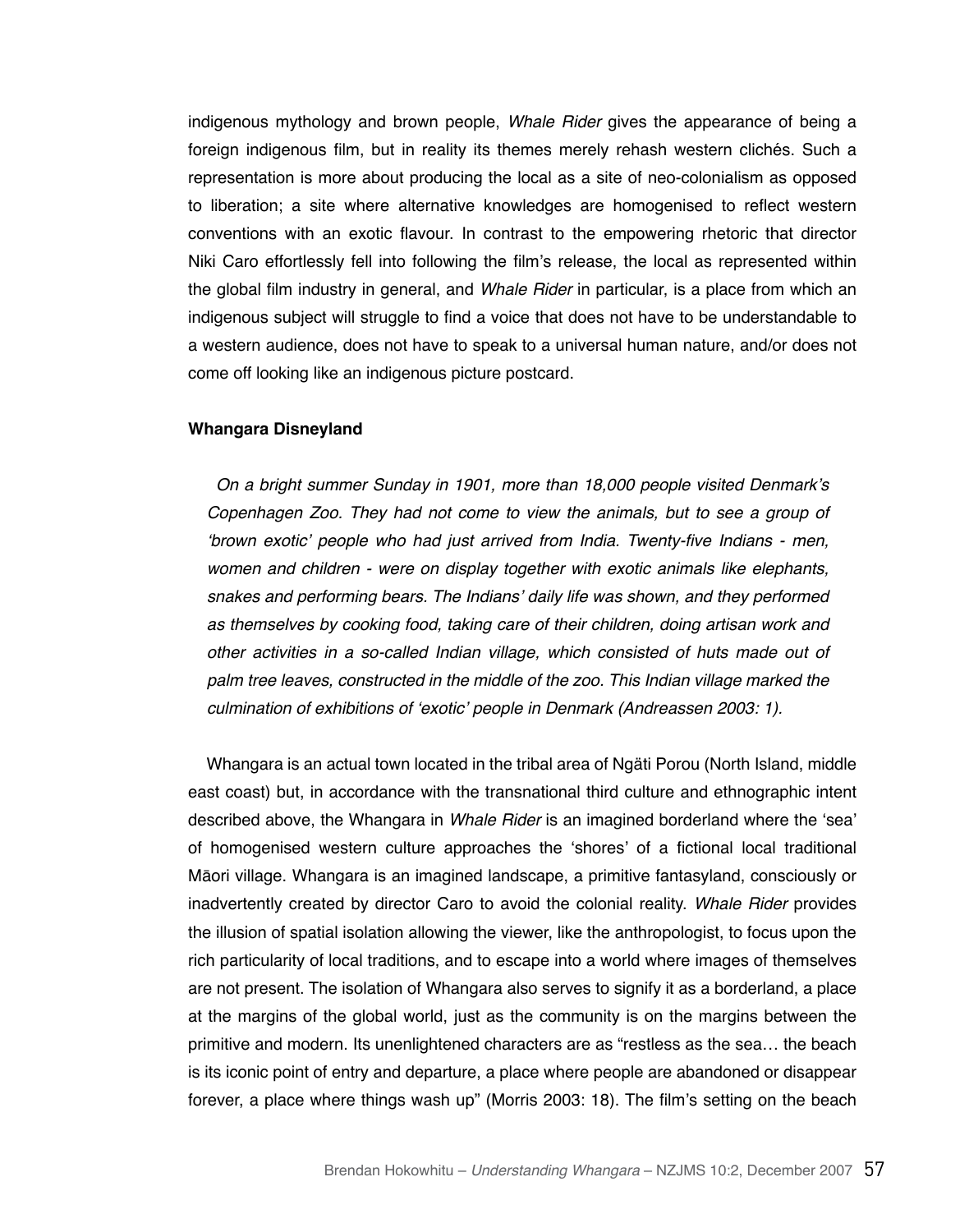indigenous mythology and brown people, *Whale Rider* gives the appearance of being a foreign indigenous film, but in reality its themes merely rehash western clichés. Such a representation is more about producing the local as a site of neo-colonialism as opposed to liberation; a site where alternative knowledges are homogenised to reflect western conventions with an exotic flavour. In contrast to the empowering rhetoric that director Niki Caro effortlessly fell into following the film's release, the local as represented within the global film industry in general, and *Whale Rider* in particular, is a place from which an indigenous subject will struggle to find a voice that does not have to be understandable to a western audience, does not have to speak to a universal human nature, and/or does not come off looking like an indigenous picture postcard.

**Whangara Disneyland**

> *On a bright summer Sunday in 1901, more than 18,000 people visited Denmark's Copenhagen Zoo. They had not come to view the animals, but to see a group of 'brown exotic' people who had just arrived from India. Twenty-five Indians - men, women and children - were on display together with exotic animals like elephants, snakes and performing bears. The Indians' daily life was shown, and they performed as themselves by cooking food, taking care of their children, doing artisan work and other activities in a so-called Indian village, which consisted of huts made out of palm tree leaves, constructed in the middle of the zoo. This Indian village marked the culmination of exhibitions of 'exotic' people in Denmark (Andreassen 2003: 1).*

Whangara is an actual town located in the tribal area of Ngäti Porou (North Island, middle east coast) but, in accordance with the transnational third culture and ethnographic intent described above, the Whangara in *Whale Rider* is an imagined borderland where the 'sea' of homogenised western culture approaches the 'shores' of a fictional local traditional Māori village. Whangara is an imagined landscape, a primitive fantasyland, consciously or inadvertently created by director Caro to avoid the colonial reality. *Whale Rider* provides the illusion of spatial isolation allowing the viewer, like the anthropologist, to focus upon the rich particularity of local traditions, and to escape into a world where images of themselves are not present. The isolation of Whangara also serves to signify it as a borderland, a place at the margins of the global world, just as the community is on the margins between the primitive and modern. Its unenlightened characters are as "restless as the sea… the beach is its iconic point of entry and departure, a place where people are abandoned or disappear forever, a place where things wash up" (Morris 2003: 18). The film's setting on the beach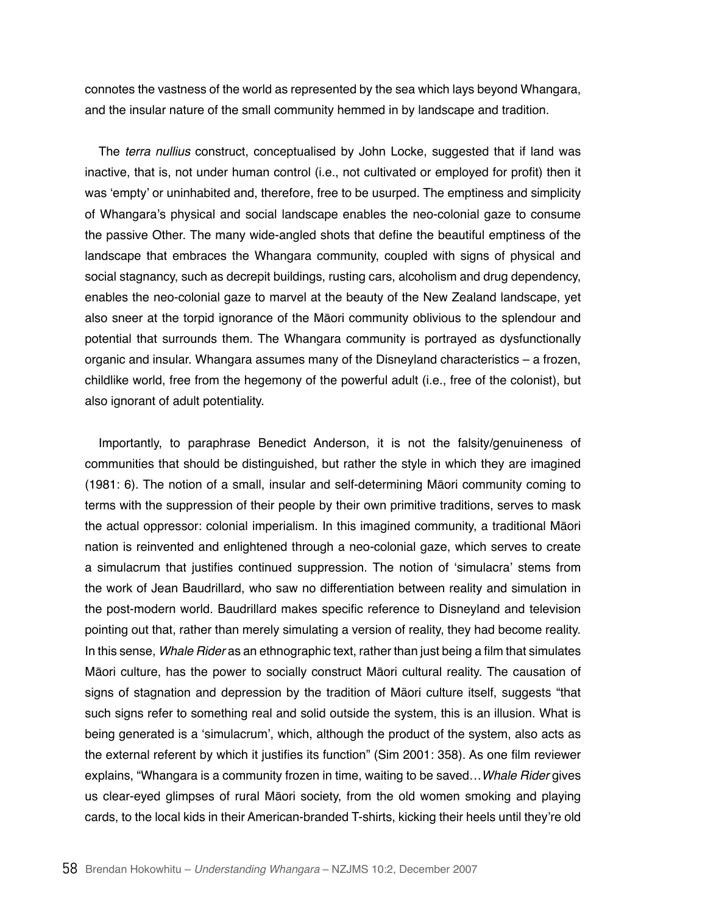connotes the vastness of the world as represented by the sea which lays beyond Whangara, and the insular nature of the small community hemmed in by landscape and tradition.

The *terra nullius* construct, conceptualised by John Locke, suggested that if land was inactive, that is, not under human control (i.e., not cultivated or employed for profit) then it was 'empty' or uninhabited and, therefore, free to be usurped. The emptiness and simplicity of Whangara's physical and social landscape enables the neo-colonial gaze to consume the passive Other. The many wide-angled shots that define the beautiful emptiness of the landscape that embraces the Whangara community, coupled with signs of physical and social stagnancy, such as decrepit buildings, rusting cars, alcoholism and drug dependency, enables the neo-colonial gaze to marvel at the beauty of the New Zealand landscape, yet also sneer at the torpid ignorance of the Māori community oblivious to the splendour and potential that surrounds them. The Whangara community is portrayed as dysfunctionally organic and insular. Whangara assumes many of the Disneyland characteristics – a frozen, childlike world, free from the hegemony of the powerful adult (i.e., free of the colonist), but also ignorant of adult potentiality.

Importantly, to paraphrase Benedict Anderson, it is not the falsity/genuineness of communities that should be distinguished, but rather the style in which they are imagined (1981: 6). The notion of a small, insular and self-determining Māori community coming to terms with the suppression of their people by their own primitive traditions, serves to mask the actual oppressor: colonial imperialism. In this imagined community, a traditional Māori nation is reinvented and enlightened through a neo-colonial gaze, which serves to create a simulacrum that justifies continued suppression. The notion of 'simulacra' stems from the work of Jean Baudrillard, who saw no differentiation between reality and simulation in the post-modern world. Baudrillard makes specific reference to Disneyland and television pointing out that, rather than merely simulating a version of reality, they had become reality. In this sense, *Whale Rider* as an ethnographic text, rather than just being a film that simulates Māori culture, has the power to socially construct Māori cultural reality. The causation of signs of stagnation and depression by the tradition of Mäori culture itself, suggests "that such signs refer to something real and solid outside the system, this is an illusion. What is being generated is a 'simulacrum', which, although the product of the system, also acts as the external referent by which it justifies its function" (Sim 2001: 358). As one film reviewer explains, "Whangara is a community frozen in time, waiting to be saved…*Whale Rider* gives us clear-eyed glimpses of rural Māori society, from the old women smoking and playing cards, to the local kids in their American-branded T-shirts, kicking their heels until they're old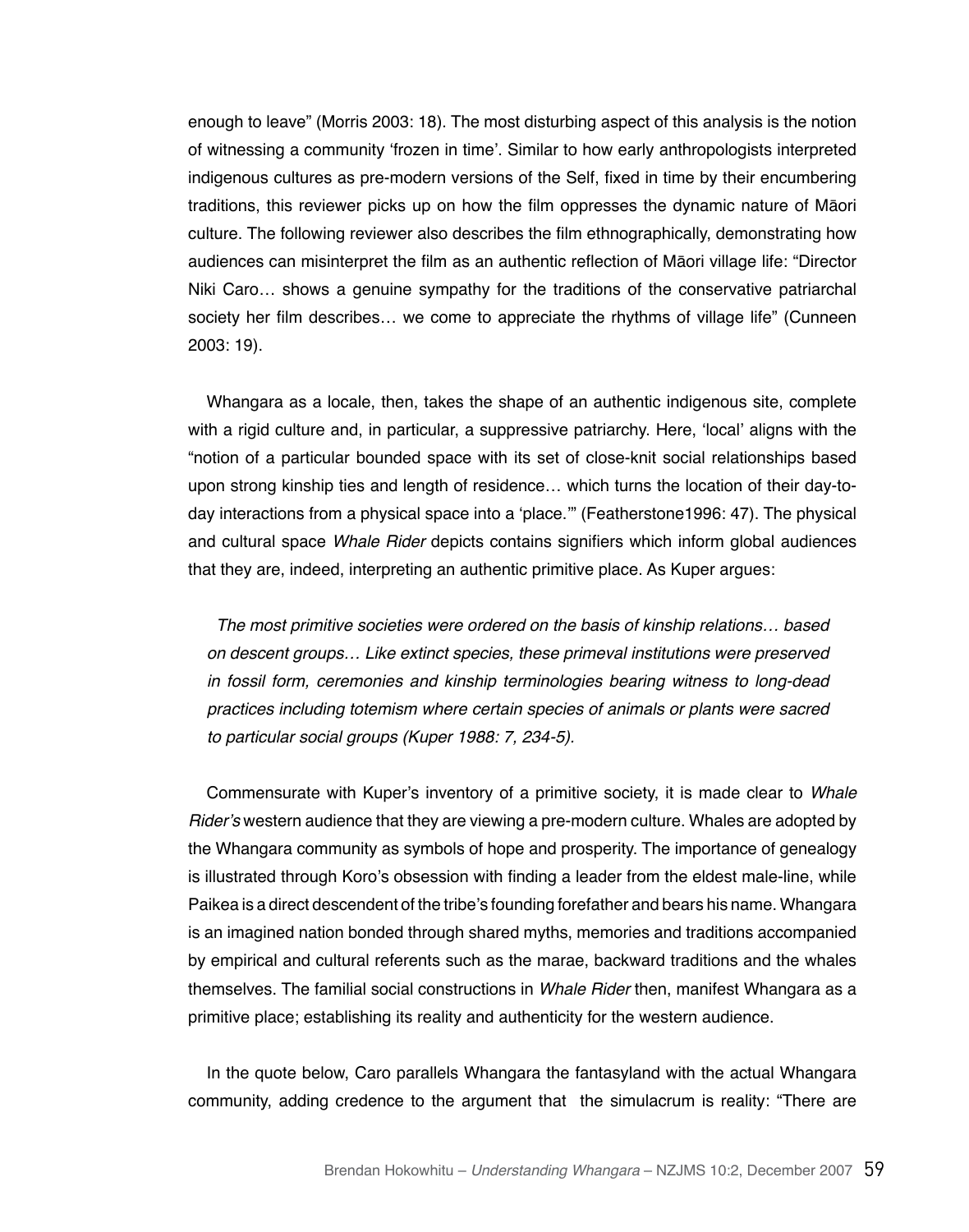enough to leave" (Morris 2003: 18). The most disturbing aspect of this analysis is the notion of witnessing a community 'frozen in time'. Similar to how early anthropologists interpreted indigenous cultures as pre-modern versions of the Self, fixed in time by their encumbering traditions, this reviewer picks up on how the film oppresses the dynamic nature of Māori culture. The following reviewer also describes the film ethnographically, demonstrating how audiences can misinterpret the film as an authentic reflection of Māori village life: "Director Niki Caro… shows a genuine sympathy for the traditions of the conservative patriarchal society her film describes… we come to appreciate the rhythms of village life" (Cunneen 2003: 19).

Whangara as a locale, then, takes the shape of an authentic indigenous site, complete with a rigid culture and, in particular, a suppressive patriarchy. Here, 'local' aligns with the "notion of a particular bounded space with its set of close-knit social relationships based upon strong kinship ties and length of residence… which turns the location of their day-to-day interactions from a physical space into a 'place.'" (Featherstone1996: 47). The physical and cultural space *Whale Rider* depicts contains signifiers which inform global audiences that they are, indeed, interpreting an authentic primitive place. As Kuper argues:

> *The most primitive societies were ordered on the basis of kinship relations… based on descent groups… Like extinct species, these primeval institutions were preserved in fossil form, ceremonies and kinship terminologies bearing witness to long-dead practices including totemism where certain species of animals or plants were sacred to particular social groups (Kuper 1988: 7, 234-5).*

Commensurate with Kuper's inventory of a primitive society, it is made clear to *Whale Rider's* western audience that they are viewing a pre-modern culture. Whales are adopted by the Whangara community as symbols of hope and prosperity. The importance of genealogy is illustrated through Koro's obsession with finding a leader from the eldest male-line, while Paikea is a direct descendent of the tribe's founding forefather and bears his name. Whangara is an imagined nation bonded through shared myths, memories and traditions accompanied by empirical and cultural referents such as the marae, backward traditions and the whales themselves. The familial social constructions in *Whale Rider* then, manifest Whangara as a primitive place; establishing its reality and authenticity for the western audience.

In the quote below, Caro parallels Whangara the fantasyland with the actual Whangara community, adding credence to the argument that the simulacrum is reality: "There are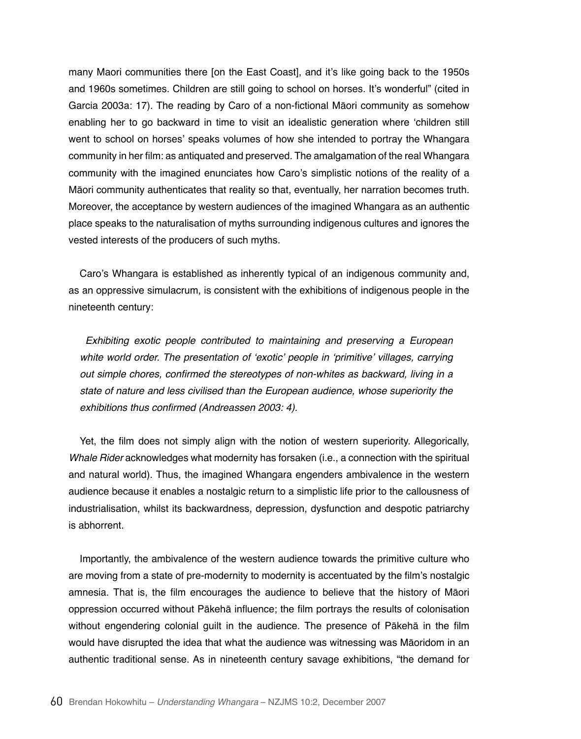many Maori communities there [on the East Coast], and it's like going back to the 1950s and 1960s sometimes. Children are still going to school on horses. It's wonderful" (cited in Garcia 2003a: 17). The reading by Caro of a non-fictional Māori community as somehow enabling her to go backward in time to visit an idealistic generation where 'children still went to school on horses' speaks volumes of how she intended to portray the Whangara community in her film: as antiquated and preserved. The amalgamation of the real Whangara community with the imagined enunciates how Caro's simplistic notions of the reality of a Māori community authenticates that reality so that, eventually, her narration becomes truth. Moreover, the acceptance by western audiences of the imagined Whangara as an authentic place speaks to the naturalisation of myths surrounding indigenous cultures and ignores the vested interests of the producers of such myths.

Caro's Whangara is established as inherently typical of an indigenous community and, as an oppressive simulacrum, is consistent with the exhibitions of indigenous people in the nineteenth century:

> *Exhibiting exotic people contributed to maintaining and preserving a European white world order. The presentation of 'exotic' people in 'primitive' villages, carrying out simple chores, confirmed the stereotypes of non-whites as backward, living in a state of nature and less civilised than the European audience, whose superiority the exhibitions thus confirmed (Andreassen 2003: 4).*

Yet, the film does not simply align with the notion of western superiority. Allegorically, *Whale Rider* acknowledges what modernity has forsaken (i.e., a connection with the spiritual and natural world). Thus, the imagined Whangara engenders ambivalence in the western audience because it enables a nostalgic return to a simplistic life prior to the callousness of industrialisation, whilst its backwardness, depression, dysfunction and despotic patriarchy is abhorrent.

Importantly, the ambivalence of the western audience towards the primitive culture who are moving from a state of pre-modernity to modernity is accentuated by the film's nostalgic amnesia. That is, the film encourages the audience to believe that the history of Māori oppression occurred without Pākehā influence; the film portrays the results of colonisation without engendering colonial guilt in the audience. The presence of Pākehā in the film would have disrupted the idea that what the audience was witnessing was Māoridom in an authentic traditional sense. As in nineteenth century savage exhibitions, "the demand for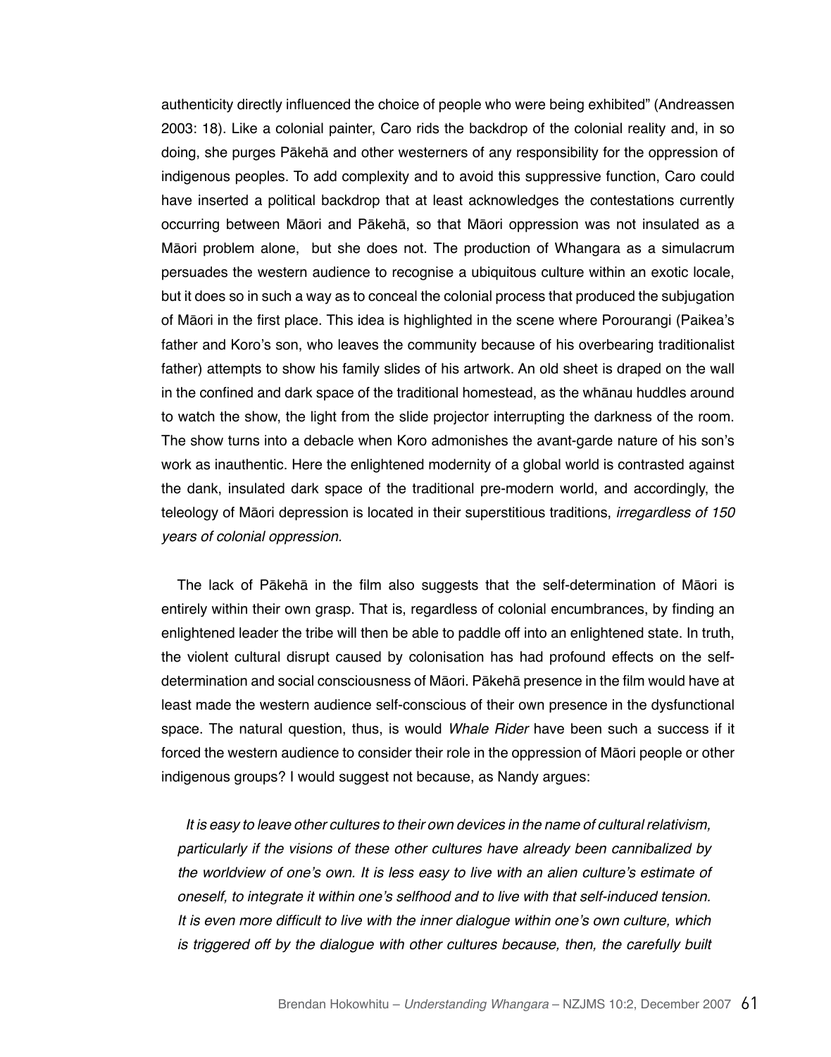authenticity directly influenced the choice of people who were being exhibited" (Andreassen 2003: 18). Like a colonial painter, Caro rids the backdrop of the colonial reality and, in so doing, she purges Pākehā and other westerners of any responsibility for the oppression of indigenous peoples. To add complexity and to avoid this suppressive function, Caro could have inserted a political backdrop that at least acknowledges the contestations currently occurring between Māori and Pākehā, so that Māori oppression was not insulated as a Māori problem alone, but she does not. The production of Whangara as a simulacrum persuades the western audience to recognise a ubiquitous culture within an exotic locale, but it does so in such a way as to conceal the colonial process that produced the subjugation of Māori in the first place. This idea is highlighted in the scene where Porourangi (Paikea's father and Koro's son, who leaves the community because of his overbearing traditionalist father) attempts to show his family slides of his artwork. An old sheet is draped on the wall in the confined and dark space of the traditional homestead, as the whānau huddles around to watch the show, the light from the slide projector interrupting the darkness of the room. The show turns into a debacle when Koro admonishes the avant-garde nature of his son's work as inauthentic. Here the enlightened modernity of a global world is contrasted against the dank, insulated dark space of the traditional pre-modern world, and accordingly, the teleology of Māori depression is located in their superstitious traditions, *irregardless of 150 years of colonial oppression*.

The lack of Pākehā in the film also suggests that the self-determination of Māori is entirely within their own grasp. That is, regardless of colonial encumbrances, by finding an enlightened leader the tribe will then be able to paddle off into an enlightened state. In truth, the violent cultural disrupt caused by colonisation has had profound effects on the self-determination and social consciousness of Māori. Pākehā presence in the film would have at least made the western audience self-conscious of their own presence in the dysfunctional space. The natural question, thus, is would *Whale Rider* have been such a success if it forced the western audience to consider their role in the oppression of Māori people or other indigenous groups? I would suggest not because, as Nandy argues:

> *It is easy to leave other cultures to their own devices in the name of cultural relativism, particularly if the visions of these other cultures have already been cannibalized by the worldview of one's own. It is less easy to live with an alien culture's estimate of oneself, to integrate it within one's selfhood and to live with that self-induced tension. It is even more difficult to live with the inner dialogue within one's own culture, which is triggered off by the dialogue with other cultures because, then, the carefully built*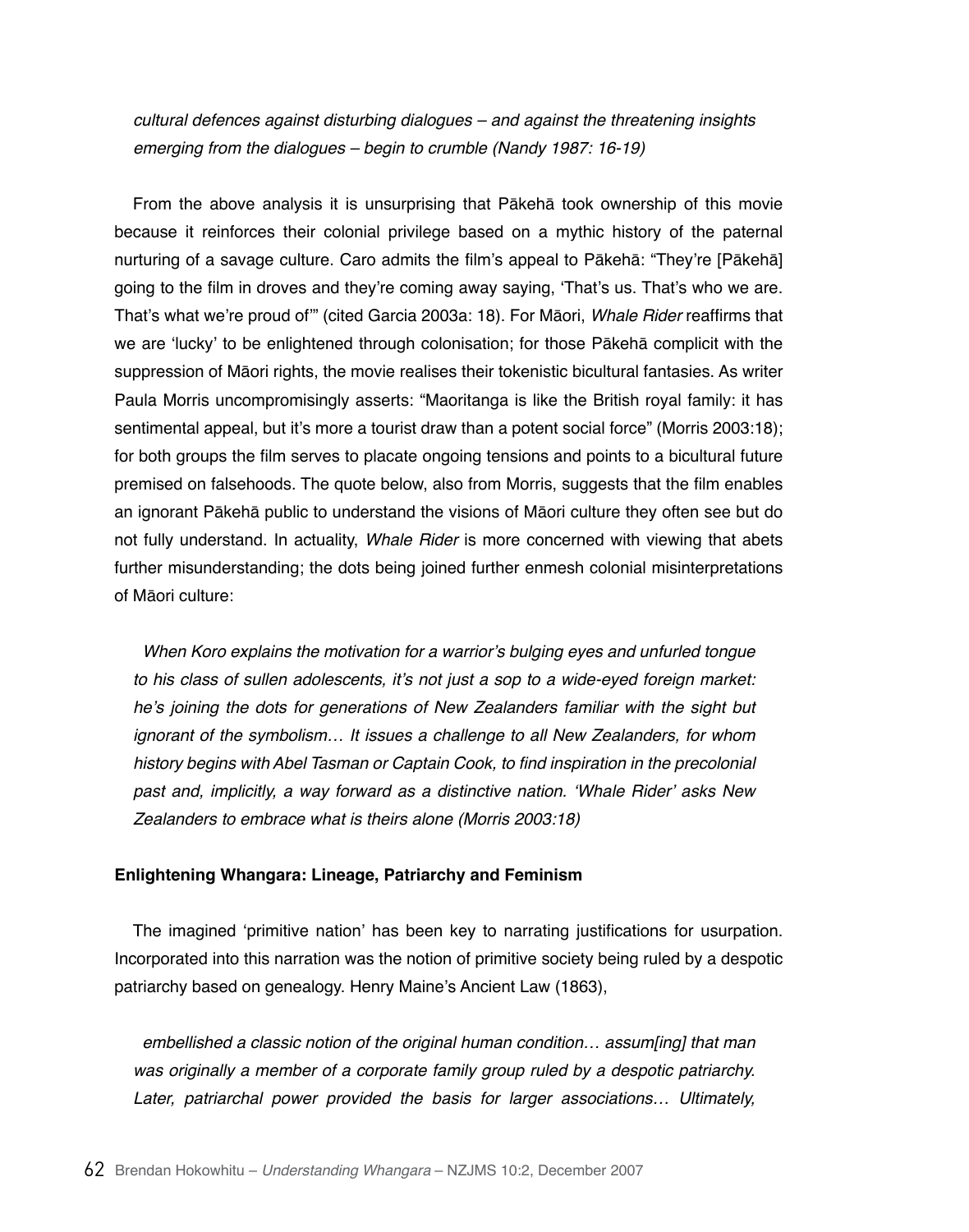> *cultural defences against disturbing dialogues – and against the threatening insights emerging from the dialogues – begin to crumble (Nandy 1987: 16-19)*

From the above analysis it is unsurprising that Pākehā took ownership of this movie because it reinforces their colonial privilege based on a mythic history of the paternal nurturing of a savage culture. Caro admits the film's appeal to Pākehā: "They're [Pākehā] going to the film in droves and they're coming away saying, 'That's us. That's who we are. That's what we're proud of'" (cited Garcia 2003a: 18). For Māori, *Whale Rider* reaffirms that we are 'lucky' to be enlightened through colonisation; for those Pākehā complicit with the suppression of Māori rights, the movie realises their tokenistic bicultural fantasies. As writer Paula Morris uncompromisingly asserts: "Maoritanga is like the British royal family: it has sentimental appeal, but it's more a tourist draw than a potent social force" (Morris 2003:18); for both groups the film serves to placate ongoing tensions and points to a bicultural future premised on falsehoods. The quote below, also from Morris, suggests that the film enables an ignorant Pākehā public to understand the visions of Māori culture they often see but do not fully understand. In actuality, *Whale Rider* is more concerned with viewing that abets further misunderstanding; the dots being joined further enmesh colonial misinterpretations of Māori culture:

> *When Koro explains the motivation for a warrior's bulging eyes and unfurled tongue to his class of sullen adolescents, it's not just a sop to a wide-eyed foreign market: he's joining the dots for generations of New Zealanders familiar with the sight but ignorant of the symbolism… It issues a challenge to all New Zealanders, for whom history begins with Abel Tasman or Captain Cook, to find inspiration in the precolonial past and, implicitly, a way forward as a distinctive nation. 'Whale Rider' asks New Zealanders to embrace what is theirs alone (Morris 2003:18)*

**Enlightening Whangara: Lineage, Patriarchy and Feminism**

The imagined 'primitive nation' has been key to narrating justifications for usurpation. Incorporated into this narration was the notion of primitive society being ruled by a despotic patriarchy based on genealogy. Henry Maine's Ancient Law (1863),

> *embellished a classic notion of the original human condition… assum[ing] that man was originally a member of a corporate family group ruled by a despotic patriarchy. Later, patriarchal power provided the basis for larger associations… Ultimately,*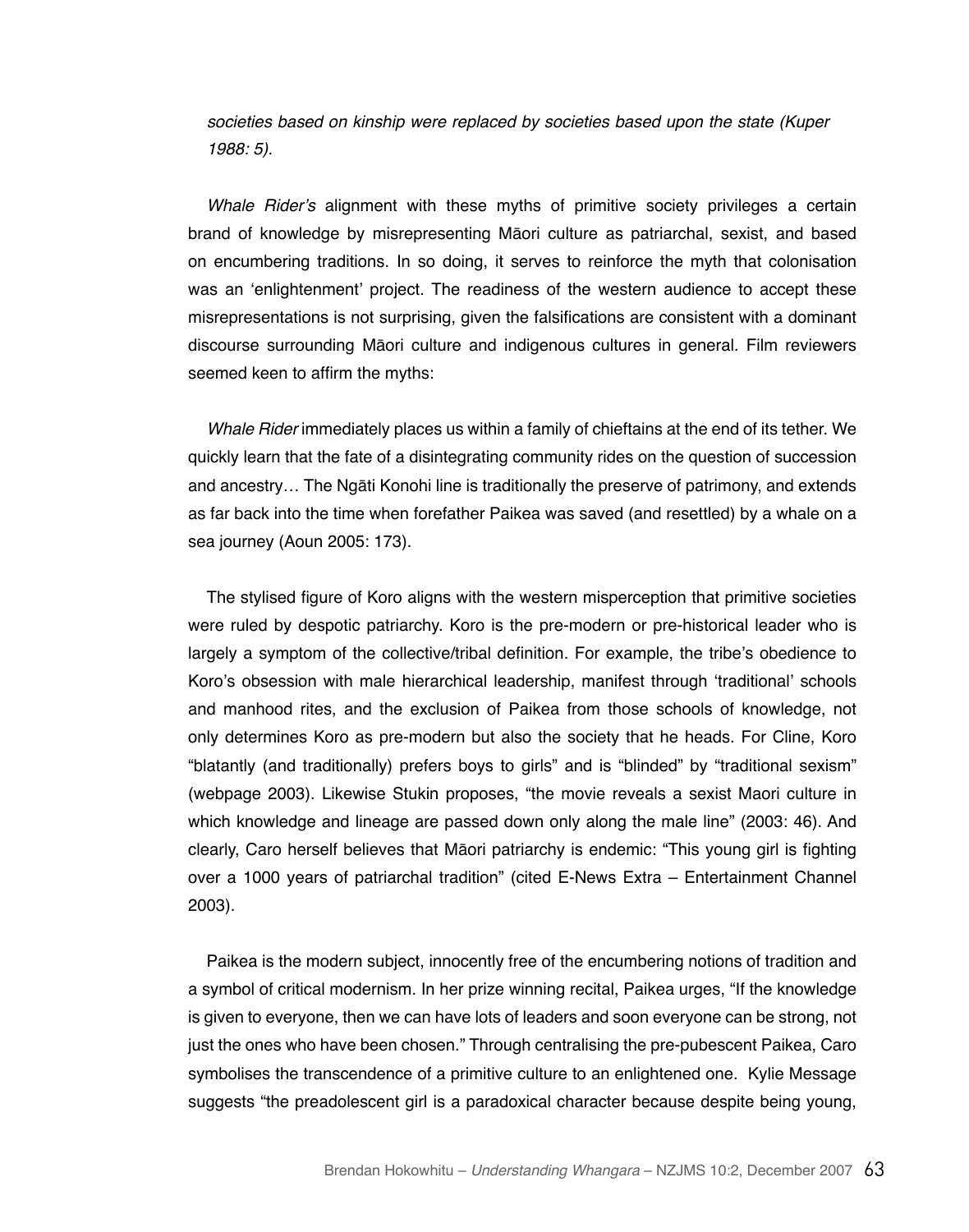*societies based on kinship were replaced by societies based upon the state (Kuper 1988: 5).*

*Whale Rider's* alignment with these myths of primitive society privileges a certain brand of knowledge by misrepresenting Māori culture as patriarchal, sexist, and based on encumbering traditions. In so doing, it serves to reinforce the myth that colonisation was an 'enlightenment' project. The readiness of the western audience to accept these misrepresentations is not surprising, given the falsifications are consistent with a dominant discourse surrounding Māori culture and indigenous cultures in general. Film reviewers seemed keen to affirm the myths:

> *Whale Rider* immediately places us within a family of chieftains at the end of its tether. We quickly learn that the fate of a disintegrating community rides on the question of succession and ancestry… The Ngāti Konohi line is traditionally the preserve of patrimony, and extends as far back into the time when forefather Paikea was saved (and resettled) by a whale on a sea journey (Aoun 2005: 173).

The stylised figure of Koro aligns with the western misperception that primitive societies were ruled by despotic patriarchy. Koro is the pre-modern or pre-historical leader who is largely a symptom of the collective/tribal definition. For example, the tribe's obedience to Koro's obsession with male hierarchical leadership, manifest through 'traditional' schools and manhood rites, and the exclusion of Paikea from those schools of knowledge, not only determines Koro as pre-modern but also the society that he heads. For Cline, Koro "blatantly (and traditionally) prefers boys to girls" and is "blinded" by "traditional sexism" (webpage 2003). Likewise Stukin proposes, "the movie reveals a sexist Maori culture in which knowledge and lineage are passed down only along the male line" (2003: 46). And clearly, Caro herself believes that Māori patriarchy is endemic: "This young girl is fighting over a 1000 years of patriarchal tradition" (cited E-News Extra – Entertainment Channel 2003).

Paikea is the modern subject, innocently free of the encumbering notions of tradition and a symbol of critical modernism. In her prize winning recital, Paikea urges, "If the knowledge is given to everyone, then we can have lots of leaders and soon everyone can be strong, not just the ones who have been chosen." Through centralising the pre-pubescent Paikea, Caro symbolises the transcendence of a primitive culture to an enlightened one. Kylie Message suggests "the preadolescent girl is a paradoxical character because despite being young,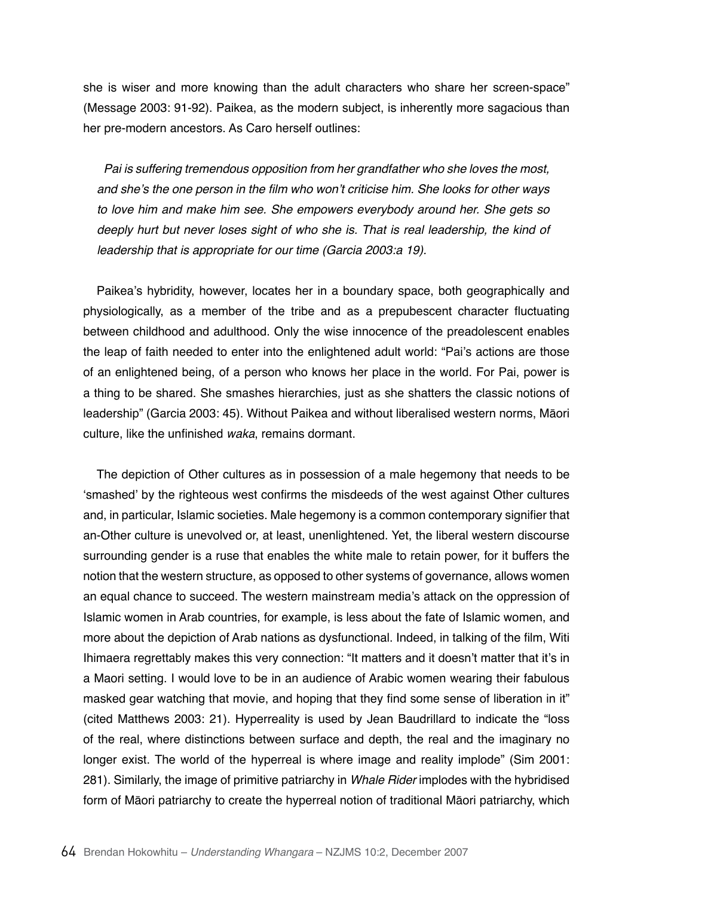she is wiser and more knowing than the adult characters who share her screen-space" (Message 2003: 91-92). Paikea, as the modern subject, is inherently more sagacious than her pre-modern ancestors. As Caro herself outlines:

> *Pai is suffering tremendous opposition from her grandfather who she loves the most, and she's the one person in the film who won't criticise him. She looks for other ways to love him and make him see. She empowers everybody around her. She gets so deeply hurt but never loses sight of who she is. That is real leadership, the kind of leadership that is appropriate for our time (Garcia 2003:a 19).*

Paikea's hybridity, however, locates her in a boundary space, both geographically and physiologically, as a member of the tribe and as a prepubescent character fluctuating between childhood and adulthood. Only the wise innocence of the preadolescent enables the leap of faith needed to enter into the enlightened adult world: "Pai's actions are those of an enlightened being, of a person who knows her place in the world. For Pai, power is a thing to be shared. She smashes hierarchies, just as she shatters the classic notions of leadership" (Garcia 2003: 45). Without Paikea and without liberalised western norms, Māori culture, like the unfinished *waka*, remains dormant.

The depiction of Other cultures as in possession of a male hegemony that needs to be 'smashed' by the righteous west confirms the misdeeds of the west against Other cultures and, in particular, Islamic societies. Male hegemony is a common contemporary signifier that an-Other culture is unevolved or, at least, unenlightened. Yet, the liberal western discourse surrounding gender is a ruse that enables the white male to retain power, for it buffers the notion that the western structure, as opposed to other systems of governance, allows women an equal chance to succeed. The western mainstream media's attack on the oppression of Islamic women in Arab countries, for example, is less about the fate of Islamic women, and more about the depiction of Arab nations as dysfunctional. Indeed, in talking of the film, Witi Ihimaera regrettably makes this very connection: "It matters and it doesn't matter that it's in a Maori setting. I would love to be in an audience of Arabic women wearing their fabulous masked gear watching that movie, and hoping that they find some sense of liberation in it" (cited Matthews 2003: 21). Hyperreality is used by Jean Baudrillard to indicate the "loss of the real, where distinctions between surface and depth, the real and the imaginary no longer exist. The world of the hyperreal is where image and reality implode" (Sim 2001: 281). Similarly, the image of primitive patriarchy in *Whale Rider* implodes with the hybridised form of Māori patriarchy to create the hyperreal notion of traditional Māori patriarchy, which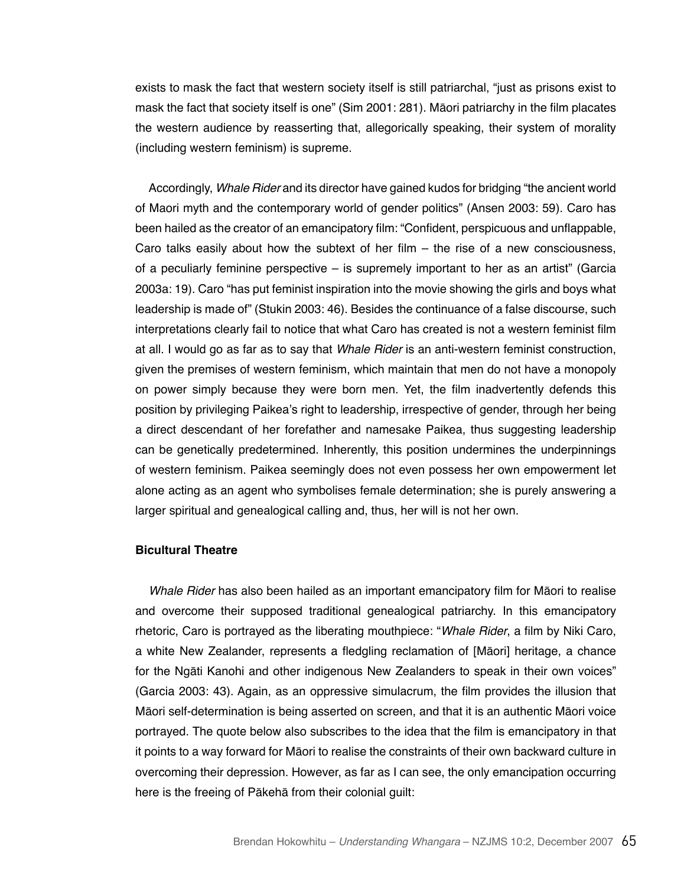exists to mask the fact that western society itself is still patriarchal, "just as prisons exist to mask the fact that society itself is one" (Sim 2001: 281). Māori patriarchy in the film placates the western audience by reasserting that, allegorically speaking, their system of morality (including western feminism) is supreme.

Accordingly, *Whale Rider* and its director have gained kudos for bridging "the ancient world of Maori myth and the contemporary world of gender politics" (Ansen 2003: 59). Caro has been hailed as the creator of an emancipatory film: "Confident, perspicuous and unflappable, Caro talks easily about how the subtext of her film – the rise of a new consciousness, of a peculiarly feminine perspective – is supremely important to her as an artist" (Garcia 2003a: 19). Caro "has put feminist inspiration into the movie showing the girls and boys what leadership is made of" (Stukin 2003: 46). Besides the continuance of a false discourse, such interpretations clearly fail to notice that what Caro has created is not a western feminist film at all. I would go as far as to say that *Whale Rider* is an anti-western feminist construction, given the premises of western feminism, which maintain that men do not have a monopoly on power simply because they were born men. Yet, the film inadvertently defends this position by privileging Paikea's right to leadership, irrespective of gender, through her being a direct descendant of her forefather and namesake Paikea, thus suggesting leadership can be genetically predetermined. Inherently, this position undermines the underpinnings of western feminism. Paikea seemingly does not even possess her own empowerment let alone acting as an agent who symbolises female determination; she is purely answering a larger spiritual and genealogical calling and, thus, her will is not her own.

**Bicultural Theatre**

*Whale Rider* has also been hailed as an important emancipatory film for Māori to realise and overcome their supposed traditional genealogical patriarchy. In this emancipatory rhetoric, Caro is portrayed as the liberating mouthpiece: "*Whale Rider*, a film by Niki Caro, a white New Zealander, represents a fledgling reclamation of [Māori] heritage, a chance for the Ngāti Kanohi and other indigenous New Zealanders to speak in their own voices" (Garcia 2003: 43). Again, as an oppressive simulacrum, the film provides the illusion that Māori self-determination is being asserted on screen, and that it is an authentic Māori voice portrayed. The quote below also subscribes to the idea that the film is emancipatory in that it points to a way forward for Māori to realise the constraints of their own backward culture in overcoming their depression. However, as far as I can see, the only emancipation occurring here is the freeing of Pākehā from their colonial guilt: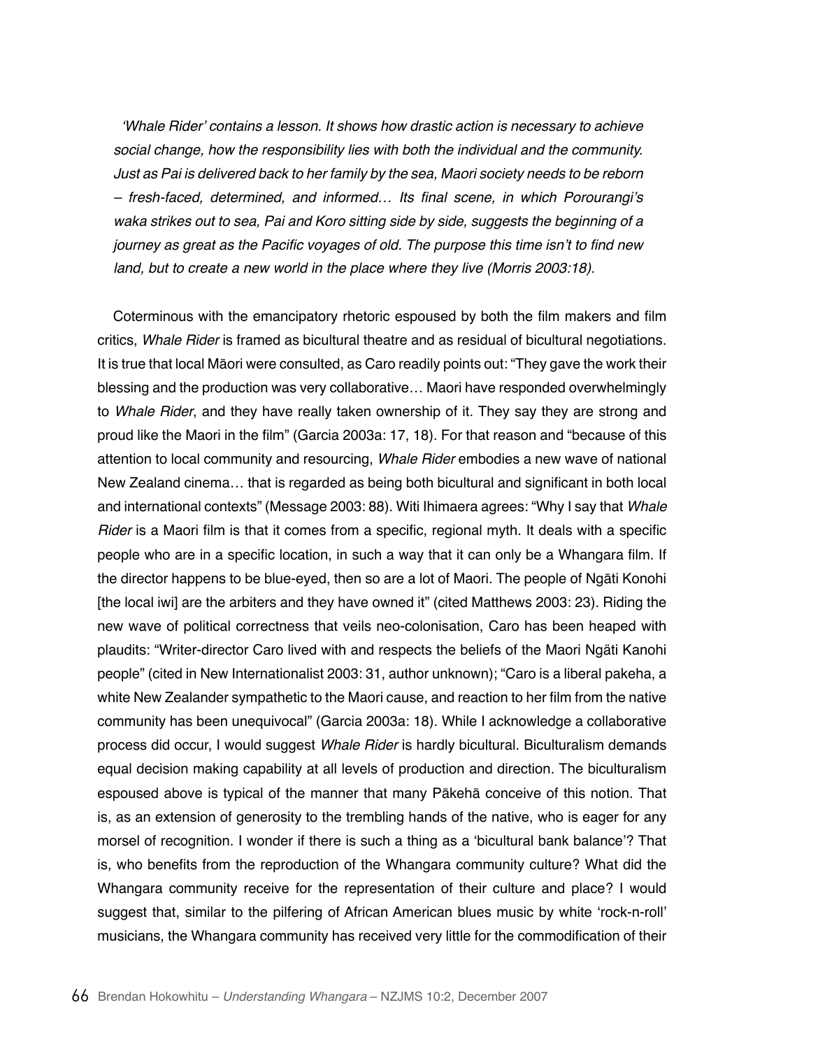*'Whale Rider' contains a lesson. It shows how drastic action is necessary to achieve social change, how the responsibility lies with both the individual and the community. Just as Pai is delivered back to her family by the sea, Maori society needs to be reborn – fresh-faced, determined, and informed… Its final scene, in which Porourangi's waka strikes out to sea, Pai and Koro sitting side by side, suggests the beginning of a journey as great as the Pacific voyages of old. The purpose this time isn't to find new land, but to create a new world in the place where they live (Morris 2003:18).*

Coterminous with the emancipatory rhetoric espoused by both the film makers and film critics, *Whale Rider* is framed as bicultural theatre and as residual of bicultural negotiations. It is true that local Māori were consulted, as Caro readily points out: "They gave the work their blessing and the production was very collaborative… Maori have responded overwhelmingly to *Whale Rider*, and they have really taken ownership of it. They say they are strong and proud like the Maori in the film" (Garcia 2003a: 17, 18). For that reason and "because of this attention to local community and resourcing, *Whale Rider* embodies a new wave of national New Zealand cinema… that is regarded as being both bicultural and significant in both local and international contexts" (Message 2003: 88). Witi Ihimaera agrees: "Why I say that *Whale Rider* is a Maori film is that it comes from a specific, regional myth. It deals with a specific people who are in a specific location, in such a way that it can only be a Whangara film. If the director happens to be blue-eyed, then so are a lot of Maori. The people of Ngāti Konohi [the local iwi] are the arbiters and they have owned it" (cited Matthews 2003: 23). Riding the new wave of political correctness that veils neo-colonisation, Caro has been heaped with plaudits: "Writer-director Caro lived with and respects the beliefs of the Maori Ngäti Kanohi people" (cited in New Internationalist 2003: 31, author unknown); "Caro is a liberal pakeha, a white New Zealander sympathetic to the Maori cause, and reaction to her film from the native community has been unequivocal" (Garcia 2003a: 18). While I acknowledge a collaborative process did occur, I would suggest *Whale Rider* is hardly bicultural. Biculturalism demands equal decision making capability at all levels of production and direction. The biculturalism espoused above is typical of the manner that many Pākehā conceive of this notion. That is, as an extension of generosity to the trembling hands of the native, who is eager for any morsel of recognition. I wonder if there is such a thing as a 'bicultural bank balance'? That is, who benefits from the reproduction of the Whangara community culture? What did the Whangara community receive for the representation of their culture and place? I would suggest that, similar to the pilfering of African American blues music by white 'rock-n-roll' musicians, the Whangara community has received very little for the commodification of their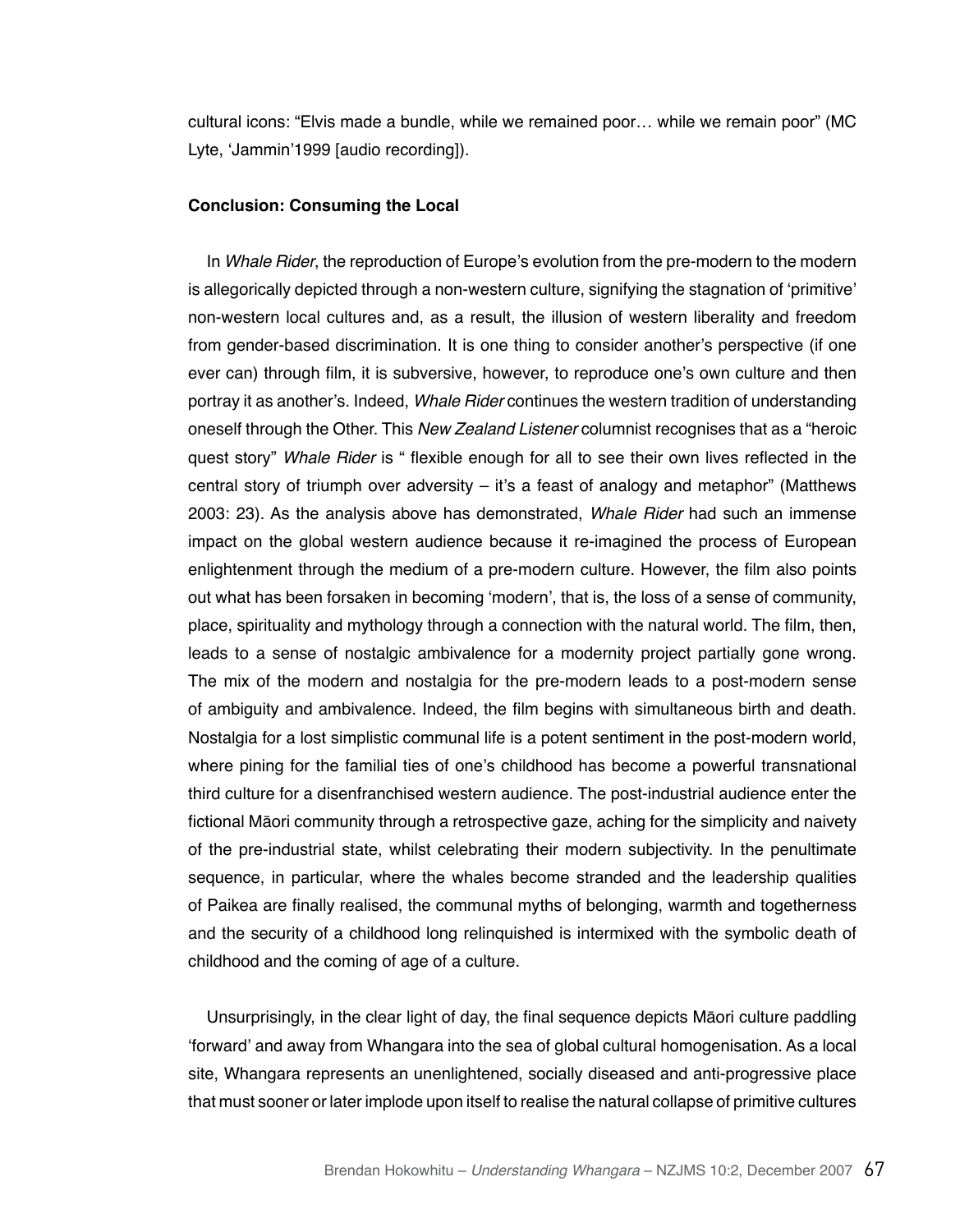cultural icons: "Elvis made a bundle, while we remained poor… while we remain poor" (MC Lyte, 'Jammin'1999 [audio recording]).

**Conclusion: Consuming the Local**

In *Whale Rider*, the reproduction of Europe's evolution from the pre-modern to the modern is allegorically depicted through a non-western culture, signifying the stagnation of 'primitive' non-western local cultures and, as a result, the illusion of western liberality and freedom from gender-based discrimination. It is one thing to consider another's perspective (if one ever can) through film, it is subversive, however, to reproduce one's own culture and then portray it as another's. Indeed, *Whale Rider* continues the western tradition of understanding oneself through the Other. This *New Zealand Listener* columnist recognises that as a "heroic quest story" *Whale Rider* is " flexible enough for all to see their own lives reflected in the central story of triumph over adversity – it's a feast of analogy and metaphor" (Matthews 2003: 23). As the analysis above has demonstrated, *Whale Rider* had such an immense impact on the global western audience because it re-imagined the process of European enlightenment through the medium of a pre-modern culture. However, the film also points out what has been forsaken in becoming 'modern', that is, the loss of a sense of community, place, spirituality and mythology through a connection with the natural world. The film, then, leads to a sense of nostalgic ambivalence for a modernity project partially gone wrong. The mix of the modern and nostalgia for the pre-modern leads to a post-modern sense of ambiguity and ambivalence. Indeed, the film begins with simultaneous birth and death. Nostalgia for a lost simplistic communal life is a potent sentiment in the post-modern world, where pining for the familial ties of one's childhood has become a powerful transnational third culture for a disenfranchised western audience. The post-industrial audience enter the fictional Māori community through a retrospective gaze, aching for the simplicity and naivety of the pre-industrial state, whilst celebrating their modern subjectivity. In the penultimate sequence, in particular, where the whales become stranded and the leadership qualities of Paikea are finally realised, the communal myths of belonging, warmth and togetherness and the security of a childhood long relinquished is intermixed with the symbolic death of childhood and the coming of age of a culture.

Unsurprisingly, in the clear light of day, the final sequence depicts Māori culture paddling 'forward' and away from Whangara into the sea of global cultural homogenisation. As a local site, Whangara represents an unenlightened, socially diseased and anti-progressive place that must sooner or later implode upon itself to realise the natural collapse of primitive cultures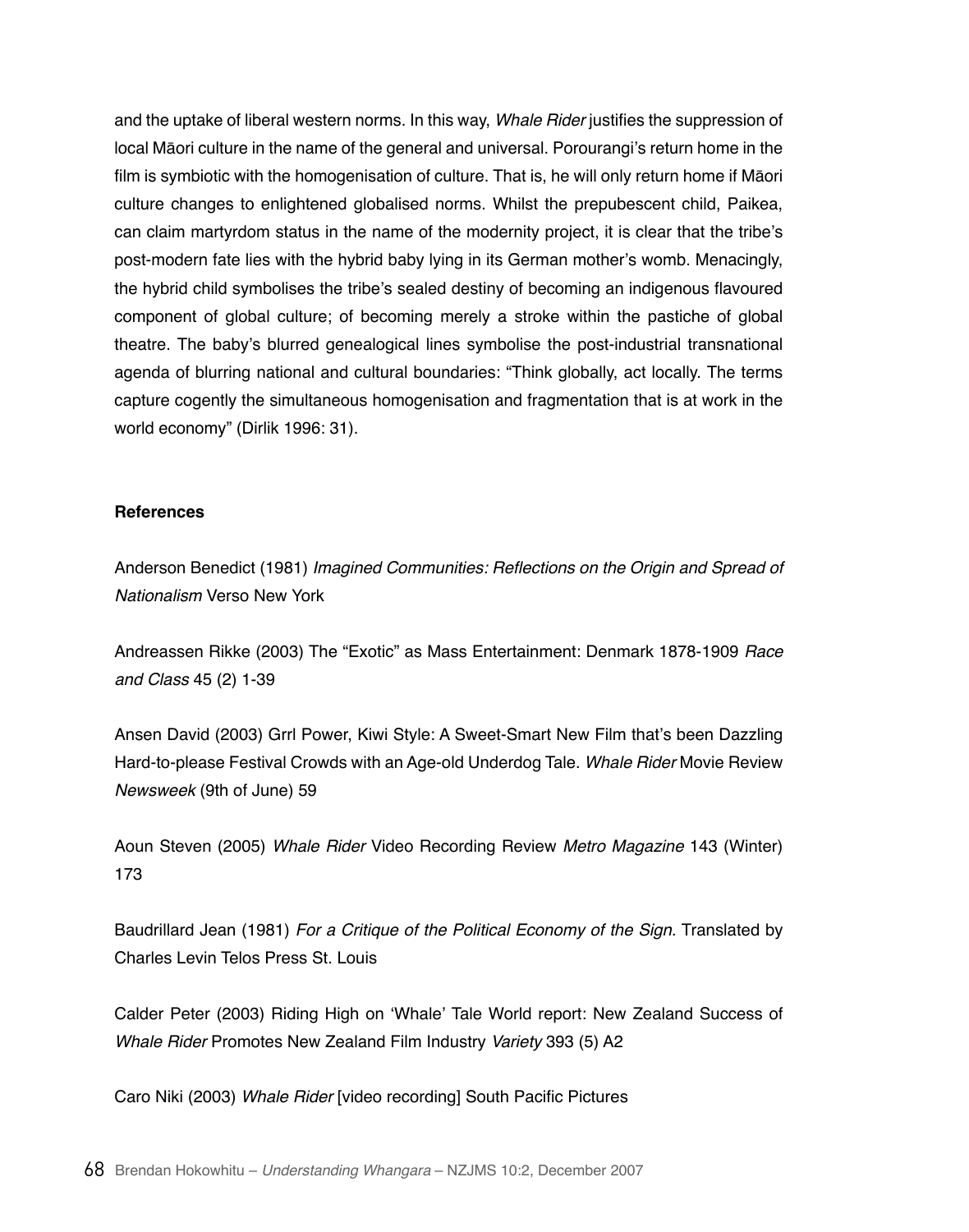and the uptake of liberal western norms. In this way, *Whale Rider* justifies the suppression of local Māori culture in the name of the general and universal. Porourangi's return home in the film is symbiotic with the homogenisation of culture. That is, he will only return home if Māori culture changes to enlightened globalised norms. Whilst the prepubescent child, Paikea, can claim martyrdom status in the name of the modernity project, it is clear that the tribe's post-modern fate lies with the hybrid baby lying in its German mother's womb. Menacingly, the hybrid child symbolises the tribe's sealed destiny of becoming an indigenous flavoured component of global culture; of becoming merely a stroke within the pastiche of global theatre. The baby's blurred genealogical lines symbolise the post-industrial transnational agenda of blurring national and cultural boundaries: "Think globally, act locally. The terms capture cogently the simultaneous homogenisation and fragmentation that is at work in the world economy" (Dirlik 1996: 31).

**References**

Anderson Benedict (1981) *Imagined Communities: Reflections on the Origin and Spread of Nationalism* Verso New York

Andreassen Rikke (2003) The "Exotic" as Mass Entertainment: Denmark 1878-1909 *Race and Class* 45 (2) 1-39

Ansen David (2003) Grrl Power, Kiwi Style: A Sweet-Smart New Film that's been Dazzling Hard-to-please Festival Crowds with an Age-old Underdog Tale. *Whale Rider* Movie Review *Newsweek* (9th of June) 59

Aoun Steven (2005) *Whale Rider* Video Recording Review *Metro Magazine* 143 (Winter) 173

Baudrillard Jean (1981) *For a Critique of the Political Economy of the Sign.* Translated by Charles Levin Telos Press St. Louis

Calder Peter (2003) Riding High on 'Whale' Tale World report: New Zealand Success of *Whale Rider* Promotes New Zealand Film Industry *Variety* 393 (5) A2

Caro Niki (2003) *Whale Rider* [video recording] South Pacific Pictures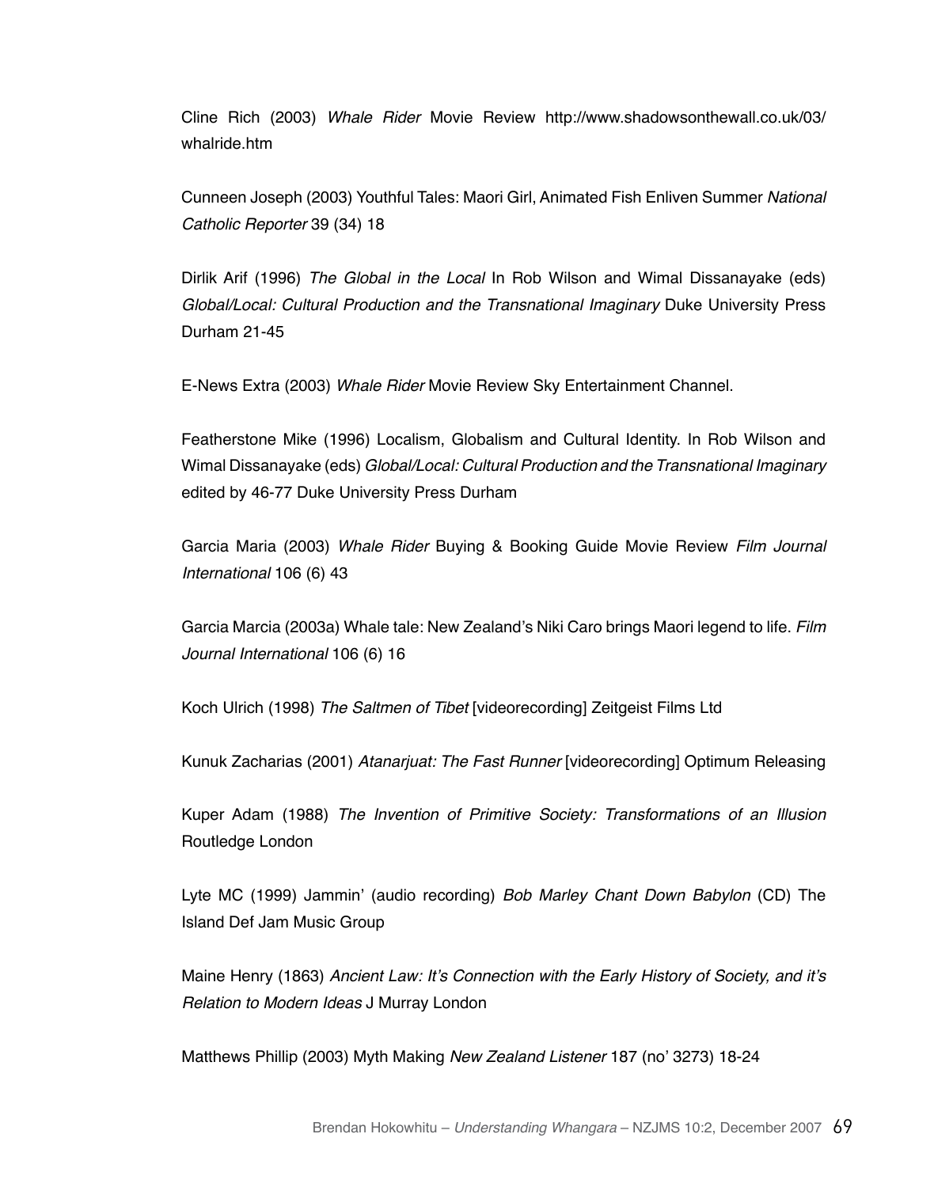Cline Rich (2003) *Whale Rider* Movie Review http://www.shadowsonthewall.co.uk/03/whalride.htm

Cunneen Joseph (2003) Youthful Tales: Maori Girl, Animated Fish Enliven Summer *National Catholic Reporter* 39 (34) 18

Dirlik Arif (1996) *The Global in the Local* In Rob Wilson and Wimal Dissanayake (eds) *Global/Local: Cultural Production and the Transnational Imaginary* Duke University Press Durham 21-45

E-News Extra (2003) *Whale Rider* Movie Review Sky Entertainment Channel.

Featherstone Mike (1996) Localism, Globalism and Cultural Identity. In Rob Wilson and Wimal Dissanayake (eds) *Global/Local: Cultural Production and the Transnational Imaginary* edited by 46-77 Duke University Press Durham

Garcia Maria (2003) *Whale Rider* Buying & Booking Guide Movie Review *Film Journal International* 106 (6) 43

Garcia Marcia (2003a) Whale tale: New Zealand's Niki Caro brings Maori legend to life. *Film Journal International* 106 (6) 16

Koch Ulrich (1998) *The Saltmen of Tibet* [videorecording] Zeitgeist Films Ltd

Kunuk Zacharias (2001) *Atanarjuat: The Fast Runner* [videorecording] Optimum Releasing

Kuper Adam (1988) *The Invention of Primitive Society: Transformations of an Illusion* Routledge London

Lyte MC (1999) Jammin' (audio recording) *Bob Marley Chant Down Babylon* (CD) The Island Def Jam Music Group

Maine Henry (1863) *Ancient Law: It's Connection with the Early History of Society, and it's Relation to Modern Ideas* J Murray London

Matthews Phillip (2003) Myth Making *New Zealand Listener* 187 (no' 3273) 18-24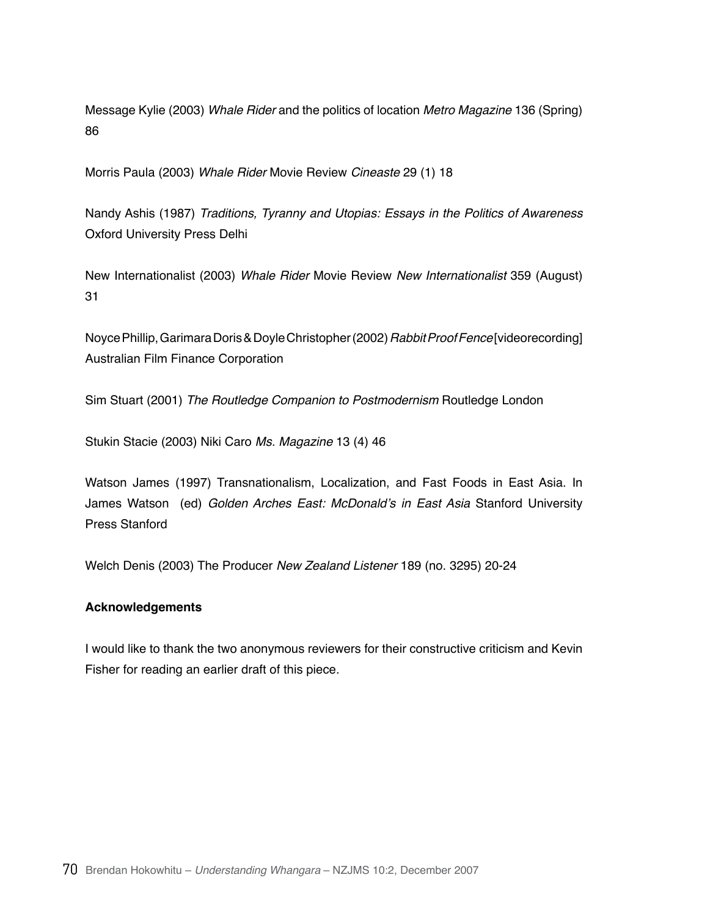Message Kylie (2003) *Whale Rider* and the politics of location *Metro Magazine* 136 (Spring) 86

Morris Paula (2003) *Whale Rider* Movie Review *Cineaste* 29 (1) 18

Nandy Ashis (1987) *Traditions, Tyranny and Utopias: Essays in the Politics of Awareness* Oxford University Press Delhi

New Internationalist (2003) *Whale Rider* Movie Review *New Internationalist* 359 (August) 31

Noyce Phillip, Garimara Doris & Doyle Christopher (2002) *Rabbit Proof Fence* [videorecording] Australian Film Finance Corporation

Sim Stuart (2001) *The Routledge Companion to Postmodernism* Routledge London

Stukin Stacie (2003) Niki Caro *Ms. Magazine* 13 (4) 46

Watson James (1997) Transnationalism, Localization, and Fast Foods in East Asia. In James Watson (ed) *Golden Arches East: McDonald's in East Asia* Stanford University Press Stanford

Welch Denis (2003) The Producer *New Zealand Listener* 189 (no. 3295) 20-24

**Acknowledgements**

I would like to thank the two anonymous reviewers for their constructive criticism and Kevin Fisher for reading an earlier draft of this piece.